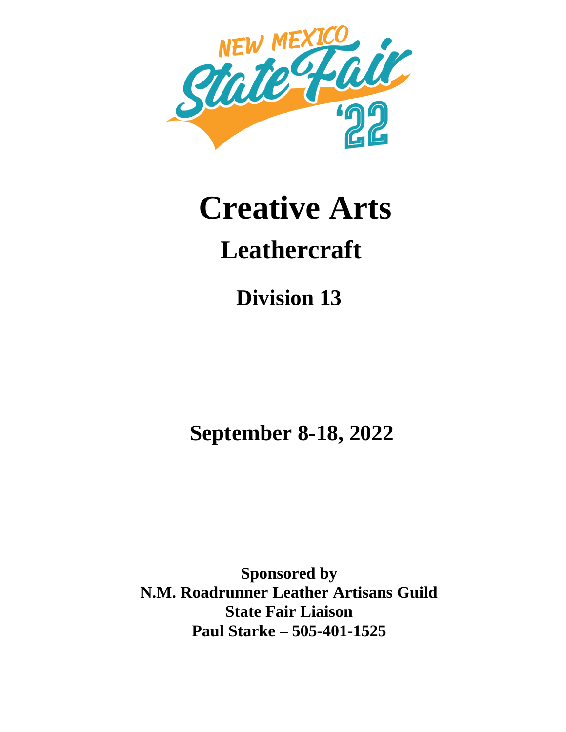NEW MEXICO State Fair '22

# Creative Arts

## Leathercraft

### Division 13

**September 8-18, 2022**

**Sponsored by**
**N.M. Roadrunner Leather Artisans Guild**
**State Fair Liaison**
**Paul Starke – 505-401-1525**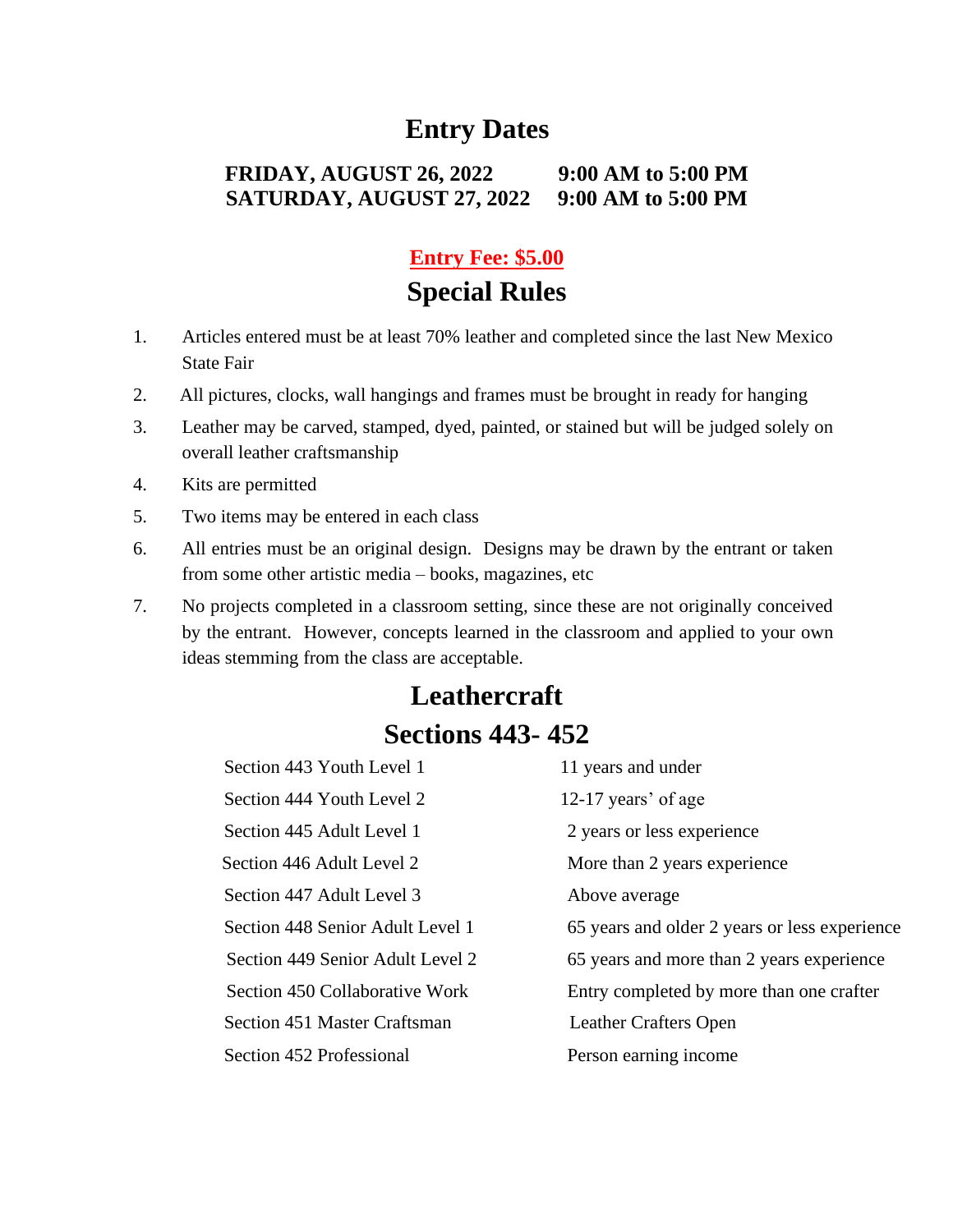## Entry Dates

**FRIDAY, AUGUST 26, 2022 9:00 AM to 5:00 PM**
**SATURDAY, AUGUST 27, 2022 9:00 AM to 5:00 PM**

**Entry Fee: $5.00**

## Special Rules

1. Articles entered must be at least 70% leather and completed since the last New Mexico State Fair
2. All pictures, clocks, wall hangings and frames must be brought in ready for hanging
3. Leather may be carved, stamped, dyed, painted, or stained but will be judged solely on overall leather craftsmanship
4. Kits are permitted
5. Two items may be entered in each class
6. All entries must be an original design. Designs may be drawn by the entrant or taken from some other artistic media – books, magazines, etc
7. No projects completed in a classroom setting, since these are not originally conceived by the entrant. However, concepts learned in the classroom and applied to your own ideas stemming from the class are acceptable.

## Leathercraft

## Sections 443- 452

| | |
|---|---|
| Section 443 Youth Level 1 | 11 years and under |
| Section 444 Youth Level 2 | 12-17 years' of age |
| Section 445 Adult Level 1 | 2 years or less experience |
| Section 446 Adult Level 2 | More than 2 years experience |
| Section 447 Adult Level 3 | Above average |
| Section 448 Senior Adult Level 1 | 65 years and older 2 years or less experience |
| Section 449 Senior Adult Level 2 | 65 years and more than 2 years experience |
| Section 450 Collaborative Work | Entry completed by more than one crafter |
| Section 451 Master Craftsman | Leather Crafters Open |
| Section 452 Professional | Person earning income |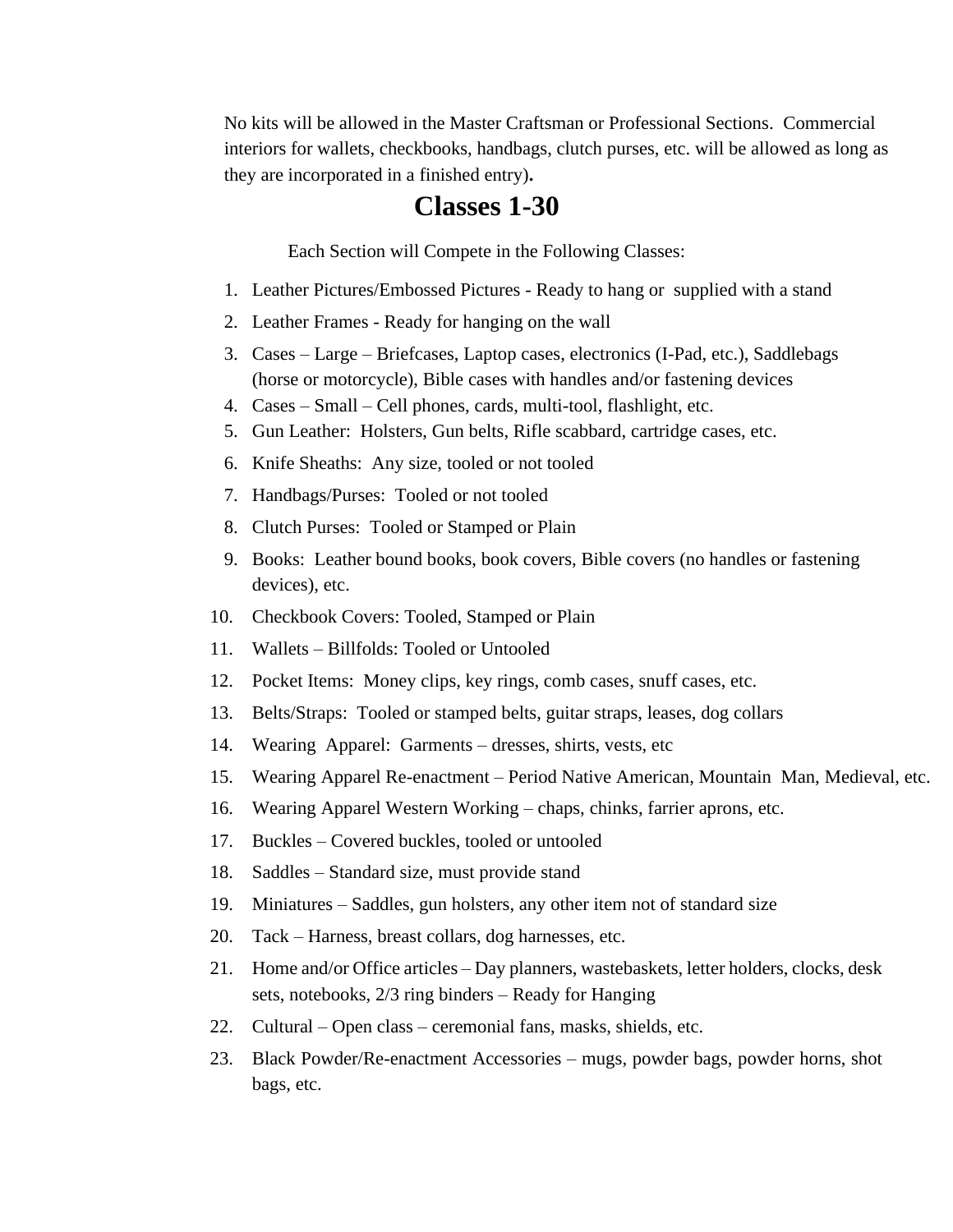No kits will be allowed in the Master Craftsman or Professional Sections. Commercial interiors for wallets, checkbooks, handbags, clutch purses, etc. will be allowed as long as they are incorporated in a finished entry)**.**

# Classes 1-30

Each Section will Compete in the Following Classes:

1. Leather Pictures/Embossed Pictures - Ready to hang or supplied with a stand
2. Leather Frames - Ready for hanging on the wall
3. Cases – Large – Briefcases, Laptop cases, electronics (I-Pad, etc.), Saddlebags (horse or motorcycle), Bible cases with handles and/or fastening devices
4. Cases – Small – Cell phones, cards, multi-tool, flashlight, etc.
5. Gun Leather: Holsters, Gun belts, Rifle scabbard, cartridge cases, etc.
6. Knife Sheaths: Any size, tooled or not tooled
7. Handbags/Purses: Tooled or not tooled
8. Clutch Purses: Tooled or Stamped or Plain
9. Books: Leather bound books, book covers, Bible covers (no handles or fastening devices), etc.
10. Checkbook Covers: Tooled, Stamped or Plain
11. Wallets – Billfolds: Tooled or Untooled
12. Pocket Items: Money clips, key rings, comb cases, snuff cases, etc.
13. Belts/Straps: Tooled or stamped belts, guitar straps, leases, dog collars
14. Wearing Apparel: Garments – dresses, shirts, vests, etc
15. Wearing Apparel Re-enactment – Period Native American, Mountain Man, Medieval, etc.
16. Wearing Apparel Western Working – chaps, chinks, farrier aprons, etc.
17. Buckles – Covered buckles, tooled or untooled
18. Saddles – Standard size, must provide stand
19. Miniatures – Saddles, gun holsters, any other item not of standard size
20. Tack – Harness, breast collars, dog harnesses, etc.
21. Home and/or Office articles – Day planners, wastebaskets, letter holders, clocks, desk sets, notebooks, 2/3 ring binders – Ready for Hanging
22. Cultural – Open class – ceremonial fans, masks, shields, etc.
23. Black Powder/Re-enactment Accessories – mugs, powder bags, powder horns, shot bags, etc.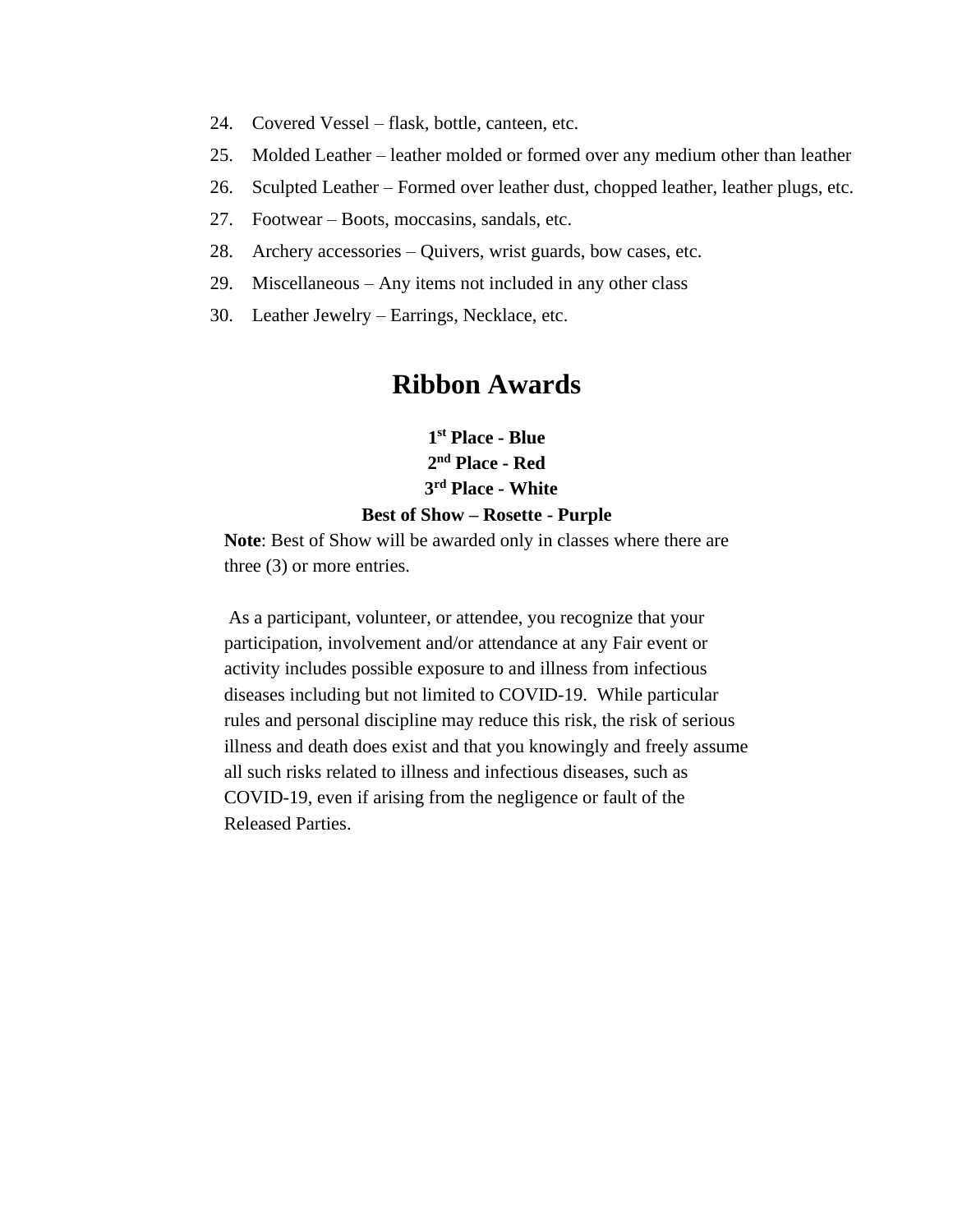24. Covered Vessel – flask, bottle, canteen, etc.
25. Molded Leather – leather molded or formed over any medium other than leather
26. Sculpted Leather – Formed over leather dust, chopped leather, leather plugs, etc.
27. Footwear – Boots, moccasins, sandals, etc.
28. Archery accessories – Quivers, wrist guards, bow cases, etc.
29. Miscellaneous – Any items not included in any other class
30. Leather Jewelry – Earrings, Necklace, etc.

# Ribbon Awards

**1st Place - Blue**
**2nd Place - Red**
**3rd Place - White**
**Best of Show – Rosette - Purple**

**Note**: Best of Show will be awarded only in classes where there are three (3) or more entries.

As a participant, volunteer, or attendee, you recognize that your participation, involvement and/or attendance at any Fair event or activity includes possible exposure to and illness from infectious diseases including but not limited to COVID-19. While particular rules and personal discipline may reduce this risk, the risk of serious illness and death does exist and that you knowingly and freely assume all such risks related to illness and infectious diseases, such as COVID-19, even if arising from the negligence or fault of the Released Parties.